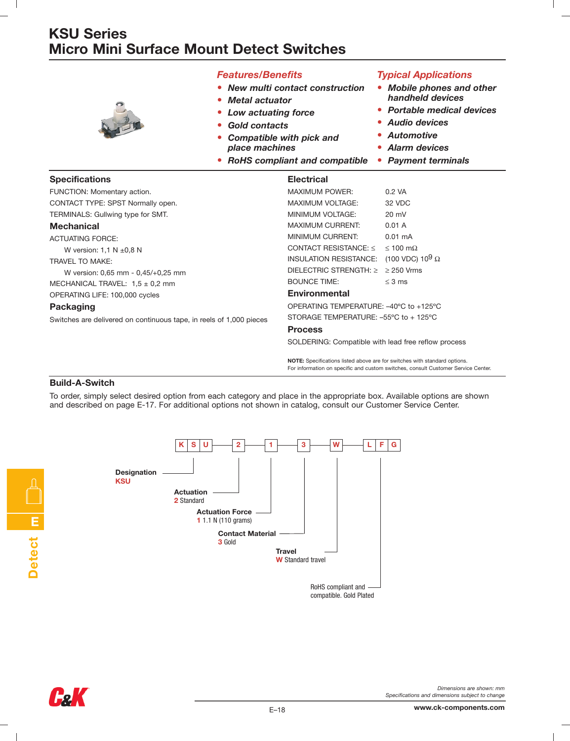# KSU Series
# Micro Mini Surface Mount Detect Switches

## *Features/Benefits*

- ***New multi contact construction***
- ***Metal actuator***
- ***Low actuating force***
- ***Gold contacts***
- ***Compatible with pick and place machines***
- ***RoHS compliant and compatible***

## *Typical Applications*

- ***Mobile phones and other handheld devices***
- ***Portable medical devices***
- ***Audio devices***
- ***Automotive***
- ***Alarm devices***
- ***Payment terminals***

## Specifications

FUNCTION: Momentary action.

CONTACT TYPE: SPST Normally open.

TERMINALS: Gullwing type for SMT.

## Mechanical

ACTUATING FORCE:

W version: 1,1 N ±0,8 N

TRAVEL TO MAKE:

W version: 0,65 mm - 0,45/+0,25 mm

MECHANICAL TRAVEL: 1,5 ± 0,2 mm

OPERATING LIFE: 100,000 cycles

## Packaging

Switches are delivered on continuous tape, in reels of 1,000 pieces

## Electrical

| | |
|---|---|
| MAXIMUM POWER: | 0.2 VA |
| MAXIMUM VOLTAGE: | 32 VDC |
| MINIMUM VOLTAGE: | 20 mV |
| MAXIMUM CURRENT: | 0.01 A |
| MINIMUM CURRENT: | 0.01 mA |
| CONTACT RESISTANCE: ≤ | ≤ 100 mΩ |
| INSULATION RESISTANCE: | (100 VDC) $10^9$ Ω |
| DIELECTRIC STRENGTH: ≥ | ≥ 250 Vrms |
| BOUNCE TIME: | ≤ 3 ms |

## Environmental

OPERATING TEMPERATURE: –40ºC to +125ºC

STORAGE TEMPERATURE: –55ºC to + 125ºC

## Process

SOLDERING: Compatible with lead free reflow process

**NOTE:** Specifications listed above are for switches with standard options. For information on specific and custom switches, consult Customer Service Center.

## Build-A-Switch

To order, simply select desired option from each category and place in the appropriate box. Available options are shown and described on page E-17. For additional options not shown in catalog, consult our Customer Service Center.

| K | S | U | – | 2 | – | 1 | – | 3 | – | W | – | L | F | G |
|---|---|---|---|---|---|---|---|---|---|---|---|---|---|---|

**Designation**
KSU

**Actuation**
2 Standard

**Actuation Force**
1 1.1 N (110 grams)

**Contact Material**
3 Gold

**Travel**
W Standard travel

RoHS compliant and compatible. Gold Plated

Dimensions are shown: mm
Specifications and dimensions subject to change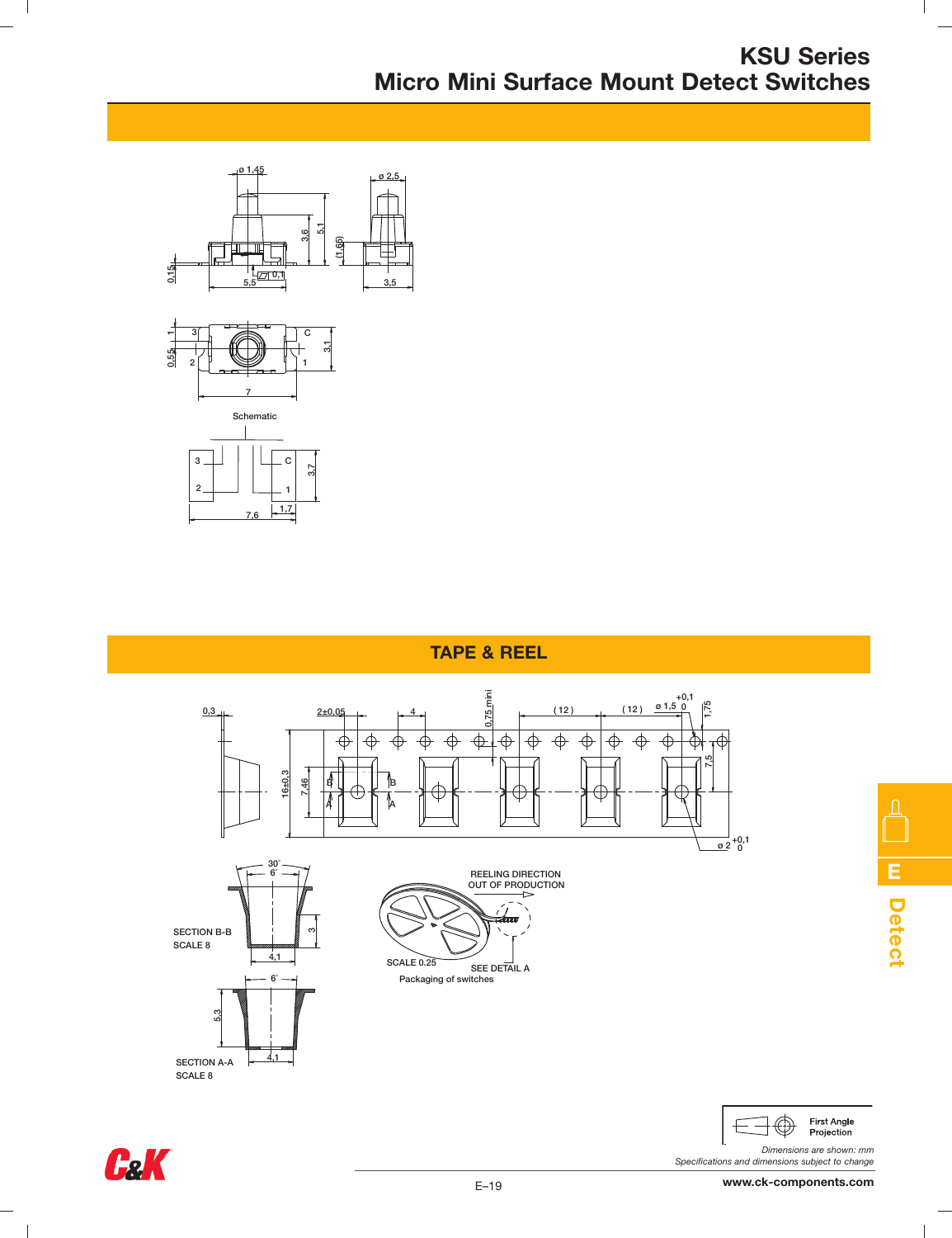# KSU Series
## Micro Mini Surface Mount Detect Switches

ø 1,45

ø 2,5

3,6

5,1

(1,65)

0,15

0,1

5,5

3,5

3

C

1

0,55

2

1

3,1

7

Schematic

3

C

2

1

3,7

1,7

7,6

## TAPE & REEL

0,3

2±0,05

4

0,75 mini

( 12 )

( 12 )

ø 1,5 $^{+0,1}_{0}$

1,75

7,5

16±0,3

7,46

B

B

A

A

ø 2 $^{+0,1}_{0}$

30°

6°

SECTION B-B
SCALE 8

3

4,1

6°

5,3

SECTION A-A
SCALE 8

4,1

REELING DIRECTION
OUT OF PRODUCTION

SCALE 0.25

SEE DETAIL A

Packaging of switches

First Angle Projection

*Dimensions are shown: mm*
*Specifications and dimensions subject to change*

E Detect

www.ck-components.com